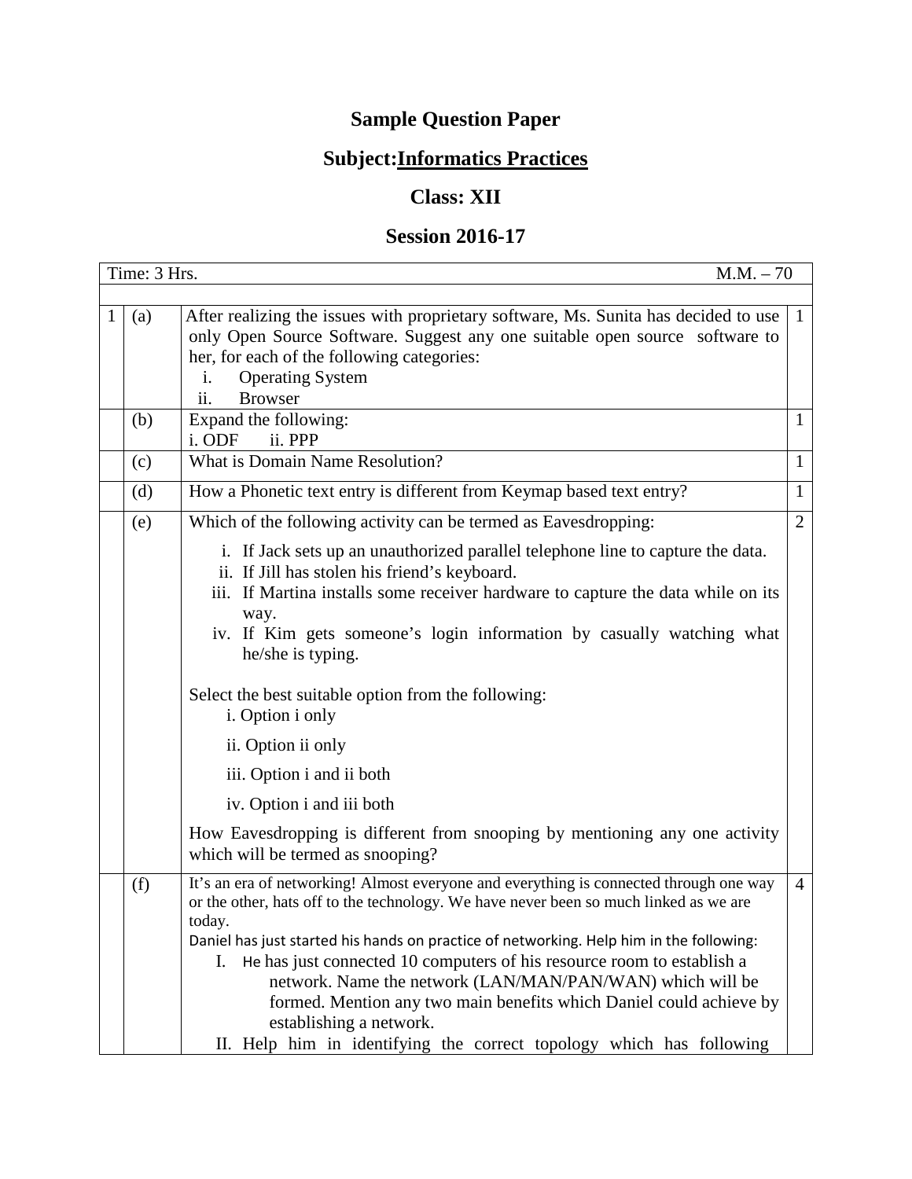# Sample Question Paper

## Subject: Informatics Practices

## Class: XII

## Session 2016-17

| Time: 3 Hrs. | | | M.M. – 70 |
|---|---|---|---|
| 1 | (a) | After realizing the issues with proprietary software, Ms. Sunita has decided to use only Open Source Software. Suggest any one suitable open source software to her, for each of the following categories:<br>i. Operating System<br>ii. Browser | 1 |
| | (b) | Expand the following:<br>i. ODF ii. PPP | 1 |
| | (c) | What is Domain Name Resolution? | 1 |
| | (d) | How a Phonetic text entry is different from Keymap based text entry? | 1 |
| | (e) | Which of the following activity can be termed as Eavesdropping:<br>i. If Jack sets up an unauthorized parallel telephone line to capture the data.<br>ii. If Jill has stolen his friend's keyboard.<br>iii. If Martina installs some receiver hardware to capture the data while on its way.<br>iv. If Kim gets someone's login information by casually watching what he/she is typing.<br><br>Select the best suitable option from the following:<br>i. Option i only<br>ii. Option ii only<br>iii. Option i and ii both<br>iv. Option i and iii both<br><br>How Eavesdropping is different from snooping by mentioning any one activity which will be termed as snooping? | 2 |
| | (f) | It's an era of networking! Almost everyone and everything is connected through one way or the other, hats off to the technology. We have never been so much linked as we are today.<br>Daniel has just started his hands on practice of networking. Help him in the following:<br>I. He has just connected 10 computers of his resource room to establish a network. Name the network (LAN/MAN/PAN/WAN) which will be formed. Mention any two main benefits which Daniel could achieve by establishing a network.<br>II. Help him in identifying the correct topology which has following | 4 |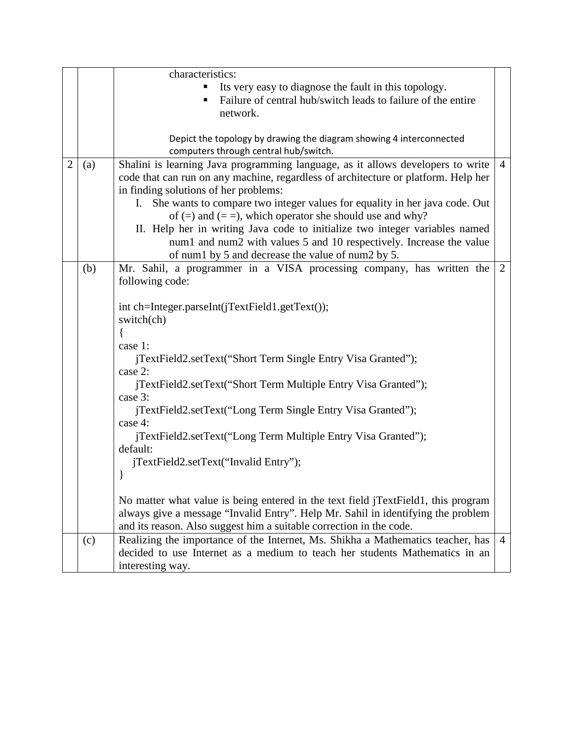| | | | |
|---|---|---|---|
| | | characteristics:<br>▪ Its very easy to diagnose the fault in this topology.<br>▪ Failure of central hub/switch leads to failure of the entire network.<br><br>Depict the topology by drawing the diagram showing 4 interconnected computers through central hub/switch. | |
| 2 | (a) | Shalini is learning Java programming language, as it allows developers to write code that can run on any machine, regardless of architecture or platform. Help her in finding solutions of her problems:<br>I. She wants to compare two integer values for equality in her java code. Out of (=) and (= =), which operator she should use and why?<br>II. Help her in writing Java code to initialize two integer variables named num1 and num2 with values 5 and 10 respectively. Increase the value of num1 by 5 and decrease the value of num2 by 5. | 4 |
| | (b) | Mr. Sahil, a programmer in a VISA processing company, has written the following code:<br><br>int ch=Integer.parseInt(jTextField1.getText());<br>switch(ch)<br>{<br>case 1:<br>jTextField2.setText("Short Term Single Entry Visa Granted");<br>case 2:<br>jTextField2.setText("Short Term Multiple Entry Visa Granted");<br>case 3:<br>jTextField2.setText("Long Term Single Entry Visa Granted");<br>case 4:<br>jTextField2.setText("Long Term Multiple Entry Visa Granted");<br>default:<br>jTextField2.setText("Invalid Entry");<br>}<br><br>No matter what value is being entered in the text field jTextField1, this program always give a message "Invalid Entry". Help Mr. Sahil in identifying the problem and its reason. Also suggest him a suitable correction in the code. | 2 |
| | (c) | Realizing the importance of the Internet, Ms. Shikha a Mathematics teacher, has decided to use Internet as a medium to teach her students Mathematics in an interesting way. | 4 |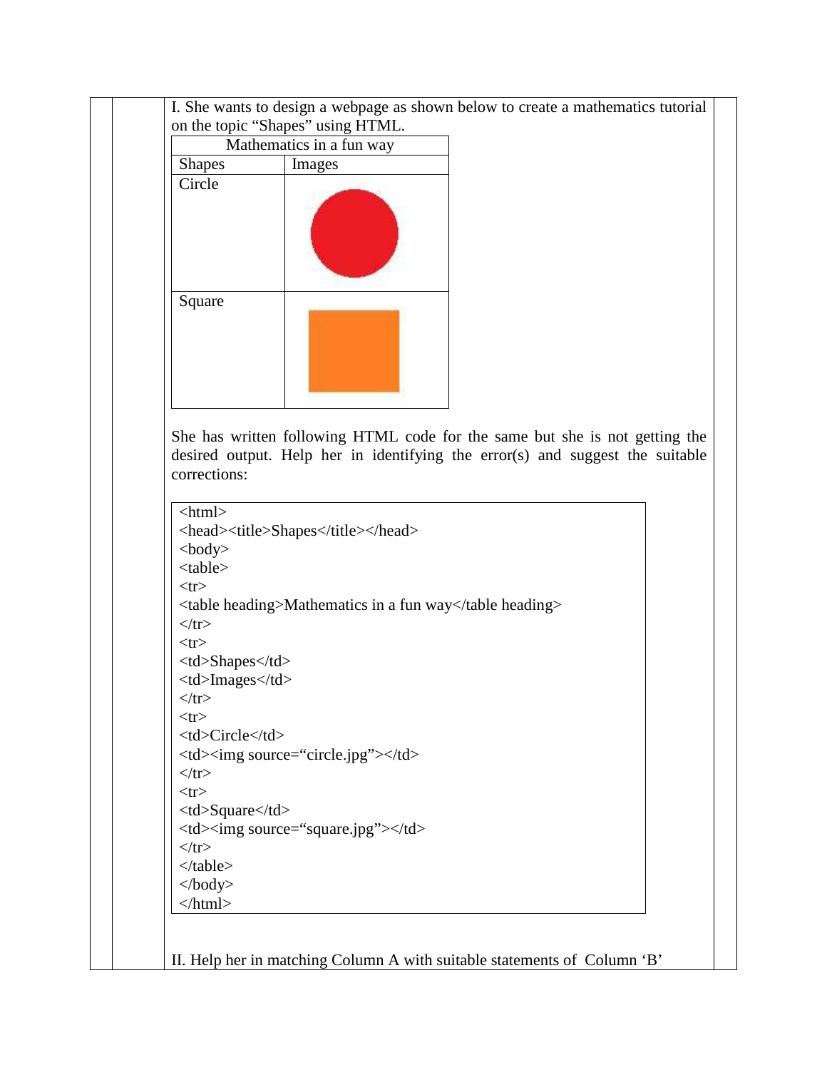I. She wants to design a webpage as shown below to create a mathematics tutorial on the topic "Shapes" using HTML.

| Mathematics in a fun way | |
|---|---|
| Shapes | Images |
| Circle | |
| Square | |

She has written following HTML code for the same but she is not getting the desired output. Help her in identifying the error(s) and suggest the suitable corrections:

```
<html>
<head><title>Shapes</title></head>
<body>
<table>
<tr>
<table heading>Mathematics in a fun way</table heading>
</tr>
<tr>
<td>Shapes</td>
<td>Images</td>
</tr>
<tr>
<td>Circle</td>
<td><img source="circle.jpg"></td>
</tr>
<tr>
<td>Square</td>
<td><img source="square.jpg"></td>
</tr>
</table>
</body>
</html>
```

II. Help her in matching Column A with suitable statements of Column 'B'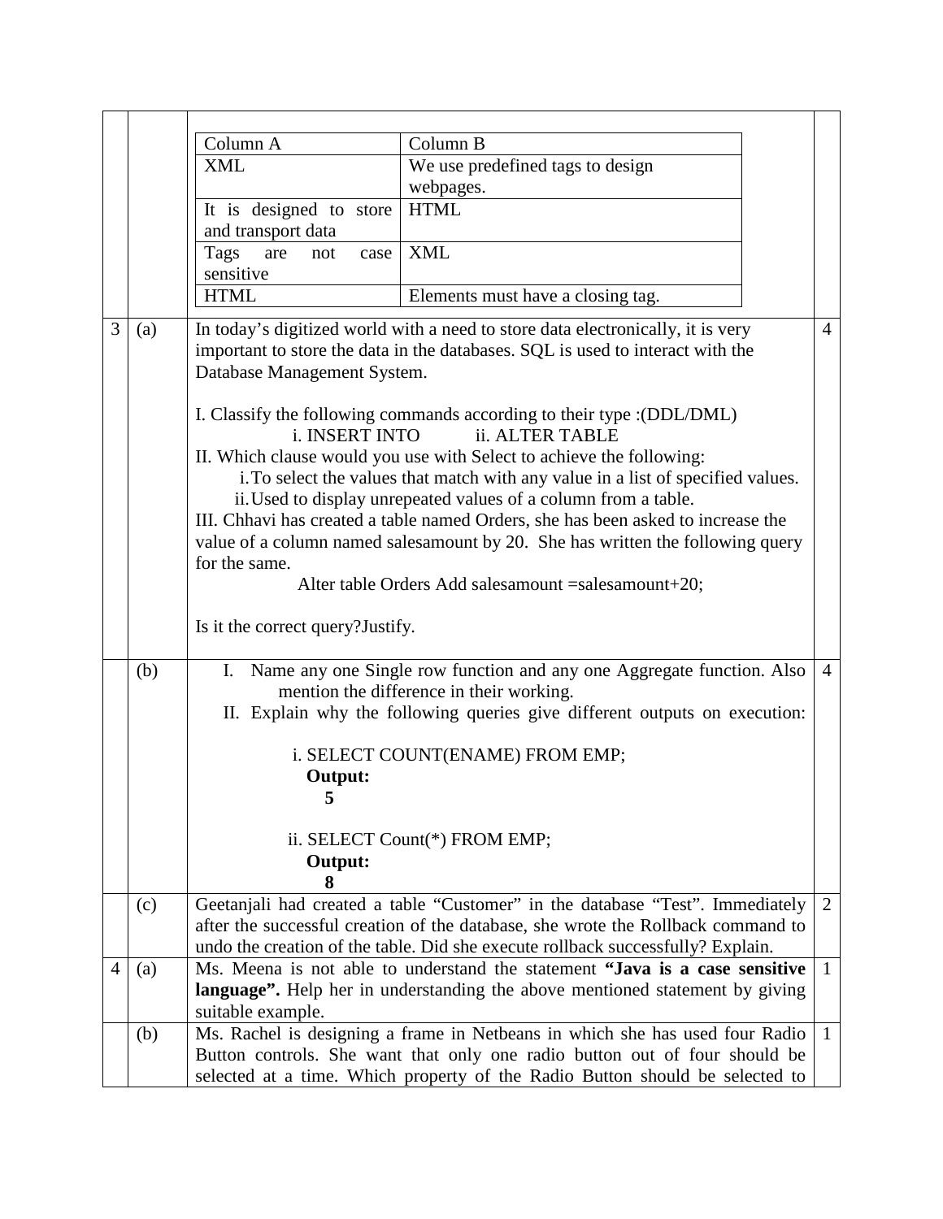| Column A | Column B |
|---|---|
| XML | We use predefined tags to design webpages. |
| It is designed to store and transport data | HTML |
| Tags are not case sensitive | XML |
| HTML | Elements must have a closing tag. |

| Q | Part | Question | Marks |
|---|---|---|---|
| 3 | (a) | In today's digitized world with a need to store data electronically, it is very important to store the data in the databases. SQL is used to interact with the Database Management System.<br><br>I. Classify the following commands according to their type :(DDL/DML)<br>i. INSERT INTO ii. ALTER TABLE<br>II. Which clause would you use with Select to achieve the following:<br>i. To select the values that match with any value in a list of specified values.<br>ii. Used to display unrepeated values of a column from a table.<br>III. Chhavi has created a table named Orders, she has been asked to increase the value of a column named salesamount by 20. She has written the following query for the same.<br>Alter table Orders Add salesamount =salesamount+20;<br><br>Is it the correct query?Justify. | 4 |
| | (b) | I. Name any one Single row function and any one Aggregate function. Also mention the difference in their working.<br>II. Explain why the following queries give different outputs on execution:<br><br>i. SELECT COUNT(ENAME) FROM EMP;<br>**Output:**<br>**5**<br><br>ii. SELECT Count(*) FROM EMP;<br>**Output:**<br>**8** | 4 |
| | (c) | Geetanjali had created a table "Customer" in the database "Test". Immediately after the successful creation of the database, she wrote the Rollback command to undo the creation of the table. Did she execute rollback successfully? Explain. | 2 |
| 4 | (a) | Ms. Meena is not able to understand the statement **"Java is a case sensitive language".** Help her in understanding the above mentioned statement by giving suitable example. | 1 |
| | (b) | Ms. Rachel is designing a frame in Netbeans in which she has used four Radio Button controls. She want that only one radio button out of four should be selected at a time. Which property of the Radio Button should be selected to | 1 |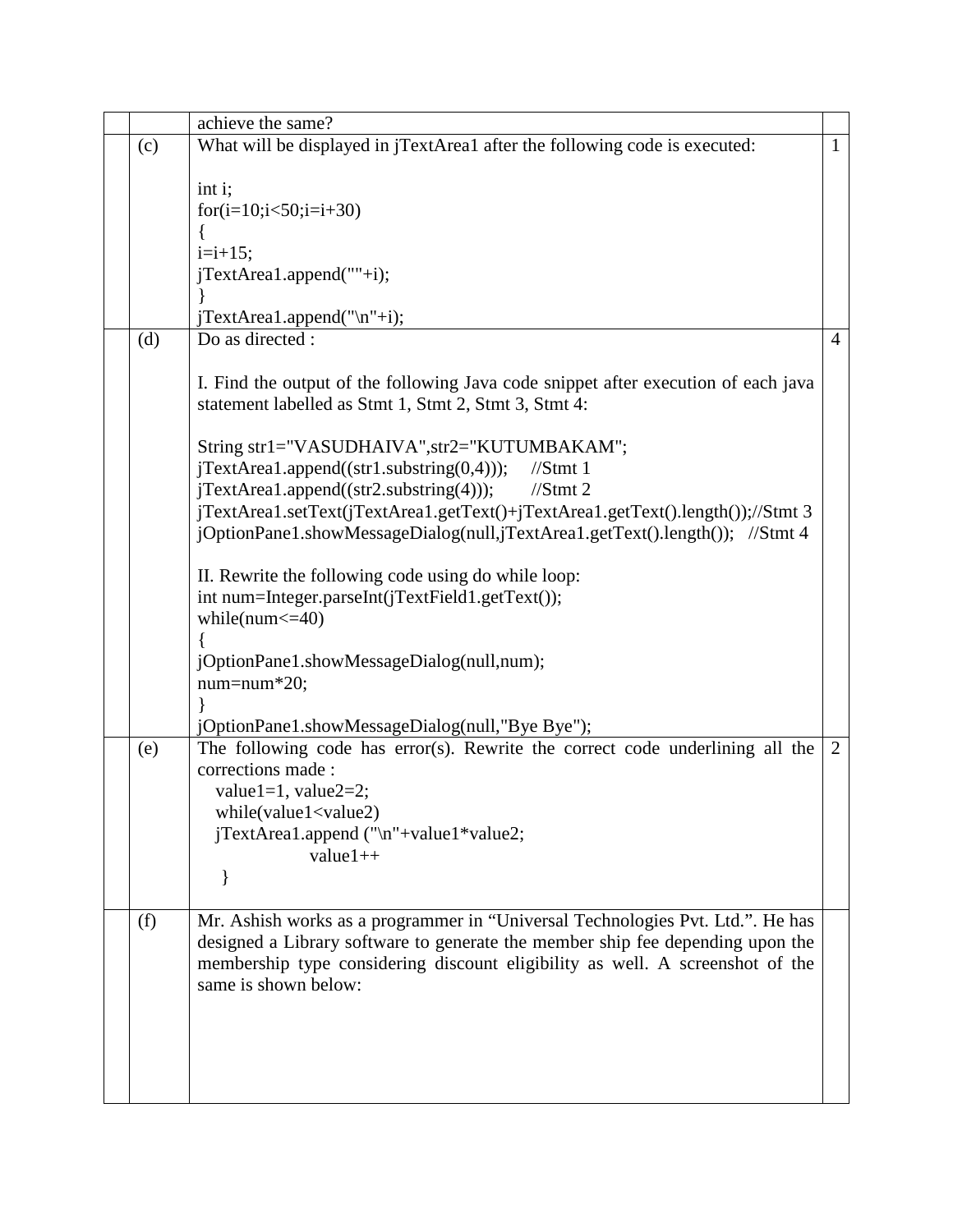achieve the same?

**(c)** What will be displayed in jTextArea1 after the following code is executed: **1**

```
int i;
for(i=10;i<50;i=i+30)
{
i=i+15;
jTextArea1.append(""+i);
}
jTextArea1.append("\n"+i);
```

**(d)** Do as directed : **4**

I. Find the output of the following Java code snippet after execution of each java statement labelled as Stmt 1, Stmt 2, Stmt 3, Stmt 4:

```
String str1="VASUDHAIVA",str2="KUTUMBAKAM";
jTextArea1.append((str1.substring(0,4)));     //Stmt 1
jTextArea1.append((str2.substring(4)));       //Stmt 2
jTextArea1.setText(jTextArea1.getText()+jTextArea1.getText().length());//Stmt 3
jOptionPane1.showMessageDialog(null,jTextArea1.getText().length());   //Stmt 4
```

II. Rewrite the following code using do while loop:

```
int num=Integer.parseInt(jTextField1.getText());
while(num<=40)
{
jOptionPane1.showMessageDialog(null,num);
num=num*20;
}
jOptionPane1.showMessageDialog(null,"Bye Bye");
```

**(e)** The following code has error(s). Rewrite the correct code underlining all the corrections made : **2**

```
   value1=1, value2=2;
   while(value1<value2)
   jTextArea1.append ("\n"+value1*value2;
                  value1++
    }
```

**(f)** Mr. Ashish works as a programmer in “Universal Technologies Pvt. Ltd.”. He has designed a Library software to generate the member ship fee depending upon the membership type considering discount eligibility as well. A screenshot of the same is shown below: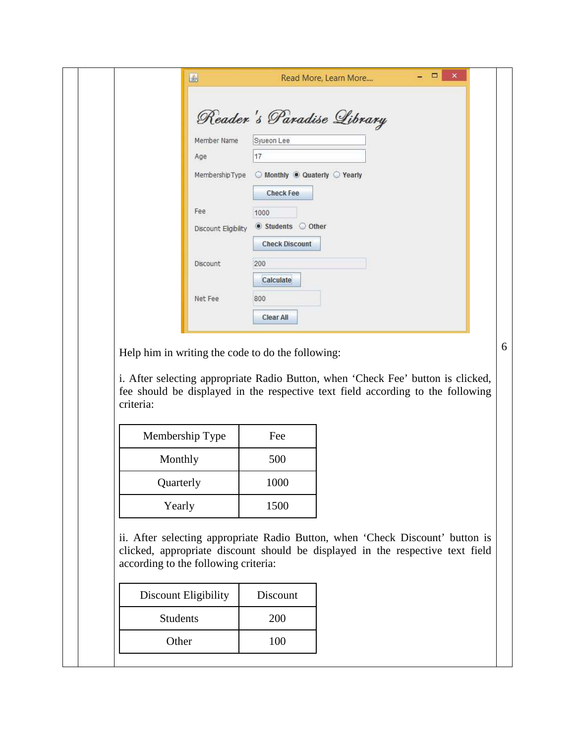Read More, Learn More....

Reader 's Paradise Library

Member Name: Syueon Lee

Age: 17

MembershipType: ○ Monthly ◉ Quaterly ○ Yearly

Check Fee

Fee: 1000

Discount Eligibility: ◉ Students ○ Other

Check Discount

Discount: 200

Calculate

Net Fee: 800

Clear All

Help him in writing the code to do the following:

i. After selecting appropriate Radio Button, when 'Check Fee' button is clicked, fee should be displayed in the respective text field according to the following criteria:

| Membership Type | Fee |
|---|---|
| Monthly | 500 |
| Quarterly | 1000 |
| Yearly | 1500 |

ii. After selecting appropriate Radio Button, when 'Check Discount' button is clicked, appropriate discount should be displayed in the respective text field according to the following criteria:

| Discount Eligibility | Discount |
|---|---|
| Students | 200 |
| Other | 100 |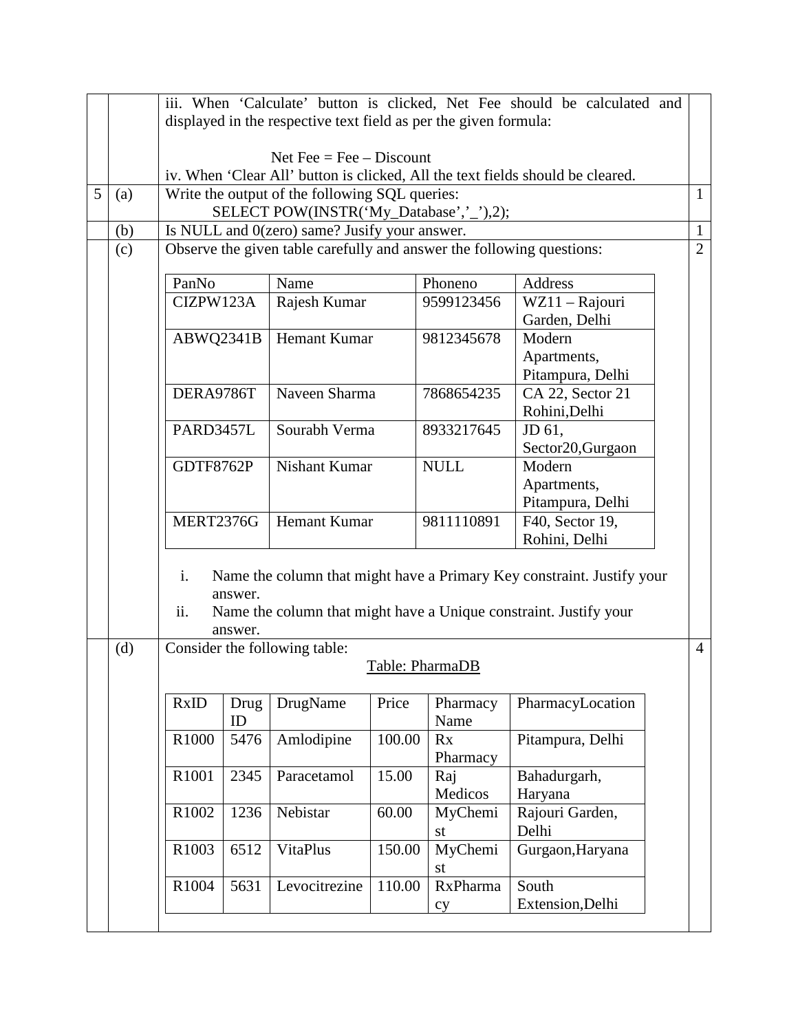iii. When ‘Calculate’ button is clicked, Net Fee should be calculated and displayed in the respective text field as per the given formula:

Net Fee = Fee – Discount

iv. When ‘Clear All’ button is clicked, All the text fields should be cleared.

**5 (a)** Write the output of the following SQL queries: **[1]**

```
SELECT POW(INSTR(‘My_Database’,’_’),2);
```

**(b)** Is NULL and 0(zero) same? Jusify your answer. **[1]**

**(c)** Observe the given table carefully and answer the following questions: **[2]**

| PanNo | Name | Phoneno | Address |
|---|---|---|---|
| CIZPW123A | Rajesh Kumar | 9599123456 | WZ11 – Rajouri Garden, Delhi |
| ABWQ2341B | Hemant Kumar | 9812345678 | Modern Apartments, Pitampura, Delhi |
| DERA9786T | Naveen Sharma | 7868654235 | CA 22, Sector 21 Rohini,Delhi |
| PARD3457L | Sourabh Verma | 8933217645 | JD 61, Sector20,Gurgaon |
| GDTF8762P | Nishant Kumar | NULL | Modern Apartments, Pitampura, Delhi |
| MERT2376G | Hemant Kumar | 9811110891 | F40, Sector 19, Rohini, Delhi |

i. Name the column that might have a Primary Key constraint. Justify your answer.

ii. Name the column that might have a Unique constraint. Justify your answer.

**(d)** Consider the following table: **[4]**

Table: PharmaDB

| RxID | Drug ID | DrugName | Price | Pharmacy Name | PharmacyLocation |
|---|---|---|---|---|---|
| R1000 | 5476 | Amlodipine | 100.00 | Rx Pharmacy | Pitampura, Delhi |
| R1001 | 2345 | Paracetamol | 15.00 | Raj Medicos | Bahadurgarh, Haryana |
| R1002 | 1236 | Nebistar | 60.00 | MyChemist | Rajouri Garden, Delhi |
| R1003 | 6512 | VitaPlus | 150.00 | MyChemist | Gurgaon,Haryana |
| R1004 | 5631 | Levocitrezine | 110.00 | RxPharmacy | South Extension,Delhi |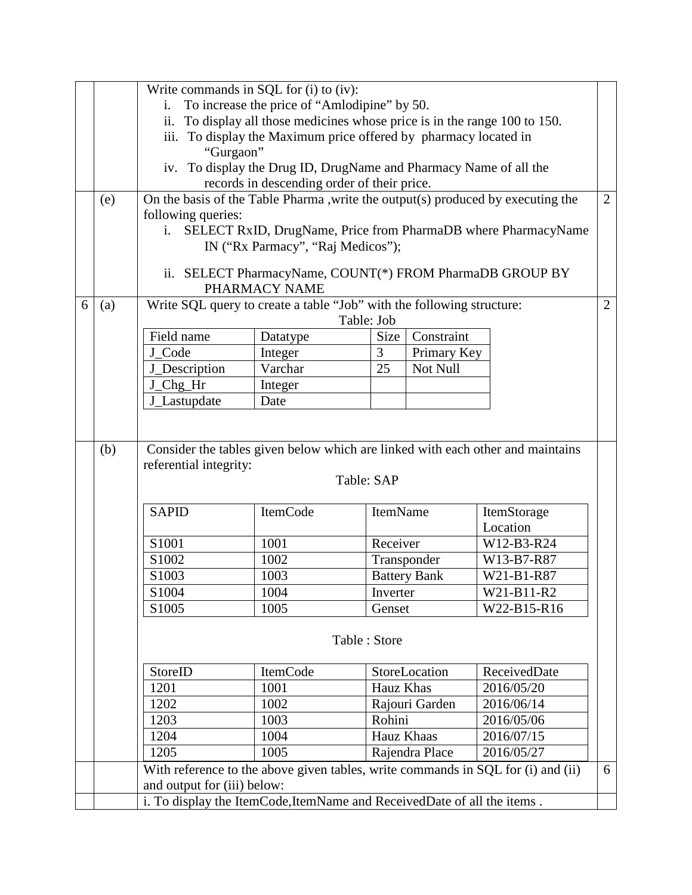Write commands in SQL for (i) to (iv):

i. To increase the price of "Amlodipine" by 50.
ii. To display all those medicines whose price is in the range 100 to 150.
iii. To display the Maximum price offered by pharmacy located in "Gurgaon"
iv. To display the Drug ID, DrugName and Pharmacy Name of all the records in descending order of their price.

**(e)** On the basis of the Table Pharma ,write the output(s) produced by executing the following queries: **2**

i. SELECT RxID, DrugName, Price from PharmaDB where PharmacyName IN ("Rx Parmacy", "Raj Medicos");

ii. SELECT PharmacyName, COUNT(*) FROM PharmaDB GROUP BY PHARMACY NAME

**6 (a)** Write SQL query to create a table "Job" with the following structure: **2**

Table: Job

| Field name | Datatype | Size | Constraint |
|---|---|---|---|
| J_Code | Integer | 3 | Primary Key |
| J_Description | Varchar | 25 | Not Null |
| J_Chg_Hr | Integer | | |
| J_Lastupdate | Date | | |

**(b)** Consider the tables given below which are linked with each other and maintains referential integrity:

Table: SAP

| SAPID | ItemCode | ItemName | ItemStorage Location |
|---|---|---|---|
| S1001 | 1001 | Receiver | W12-B3-R24 |
| S1002 | 1002 | Transponder | W13-B7-R87 |
| S1003 | 1003 | Battery Bank | W21-B1-R87 |
| S1004 | 1004 | Inverter | W21-B11-R2 |
| S1005 | 1005 | Genset | W22-B15-R16 |

Table : Store

| StoreID | ItemCode | StoreLocation | ReceivedDate |
|---|---|---|---|
| 1201 | 1001 | Hauz Khas | 2016/05/20 |
| 1202 | 1002 | Rajouri Garden | 2016/06/14 |
| 1203 | 1003 | Rohini | 2016/05/06 |
| 1204 | 1004 | Hauz Khaas | 2016/07/15 |
| 1205 | 1005 | Rajendra Place | 2016/05/27 |

With reference to the above given tables, write commands in SQL for (i) and (ii) and output for (iii) below: **6**

i. To display the ItemCode,ItemName and ReceivedDate of all the items .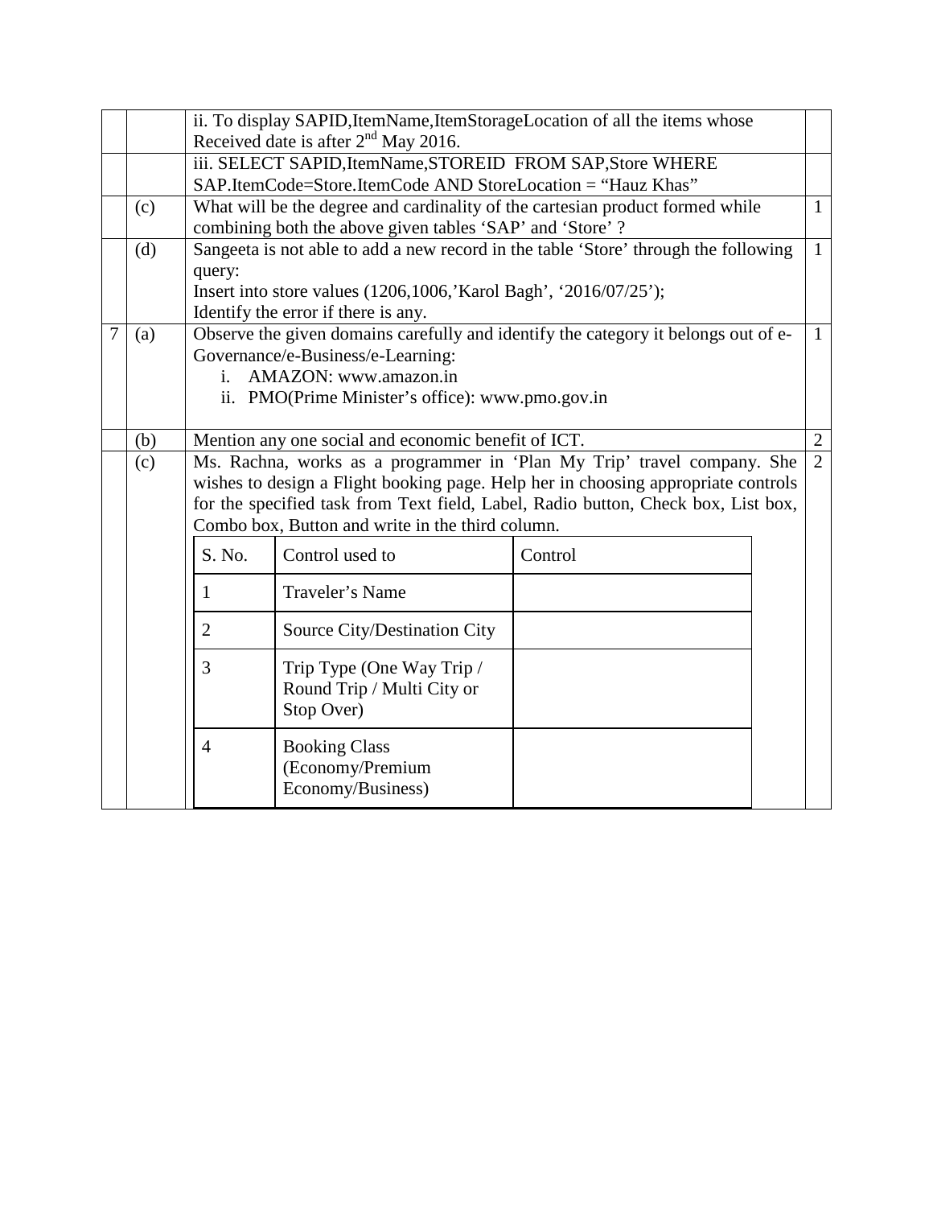| | | | |
|---|---|---|---|
| | | ii. To display SAPID,ItemName,ItemStorageLocation of all the items whose Received date is after 2nd May 2016. | |
| | | iii. SELECT SAPID,ItemName,STOREID FROM SAP,Store WHERE SAP.ItemCode=Store.ItemCode AND StoreLocation = "Hauz Khas" | |
| | (c) | What will be the degree and cardinality of the cartesian product formed while combining both the above given tables 'SAP' and 'Store' ? | 1 |
| | (d) | Sangeeta is not able to add a new record in the table 'Store' through the following query:<br>Insert into store values (1206,1006,'Karol Bagh', '2016/07/25');<br>Identify the error if there is any. | 1 |
| 7 | (a) | Observe the given domains carefully and identify the category it belongs out of e-Governance/e-Business/e-Learning:<br>i. AMAZON: www.amazon.in<br>ii. PMO(Prime Minister's office): www.pmo.gov.in | 1 |
| | (b) | Mention any one social and economic benefit of ICT. | 2 |
| | (c) | Ms. Rachna, works as a programmer in 'Plan My Trip' travel company. She wishes to design a Flight booking page. Help her in choosing appropriate controls for the specified task from Text field, Label, Radio button, Check box, List box, Combo box, Button and write in the third column. | 2 |

| S. No. | Control used to | Control |
|---|---|---|
| 1 | Traveler's Name | |
| 2 | Source City/Destination City | |
| 3 | Trip Type (One Way Trip / Round Trip / Multi City or Stop Over) | |
| 4 | Booking Class (Economy/Premium Economy/Business) | |